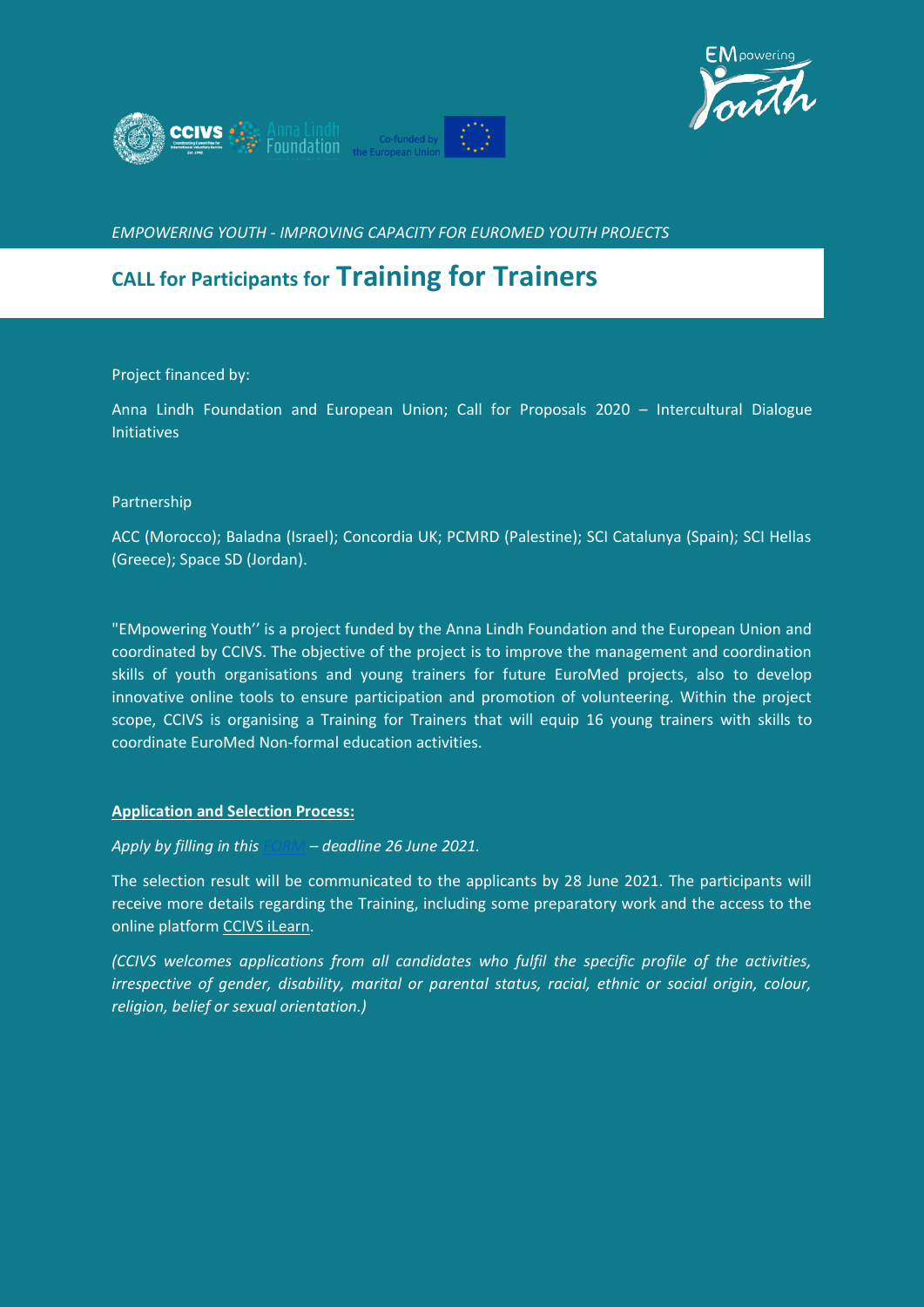*EMPOWERING YOUTH - IMPROVING CAPACITY FOR EUROMED YOUTH PROJECTS*

# CALL for Participants for Training for Trainers

Project financed by:

Anna Lindh Foundation and European Union; Call for Proposals 2020 – Intercultural Dialogue Initiatives

Partnership

ACC (Morocco); Baladna (Israel); Concordia UK; PCMRD (Palestine); SCI Catalunya (Spain); SCI Hellas (Greece); Space SD (Jordan).

"EMpowering Youth'' is a project funded by the Anna Lindh Foundation and the European Union and coordinated by CCIVS. The objective of the project is to improve the management and coordination skills of youth organisations and young trainers for future EuroMed projects, also to develop innovative online tools to ensure participation and promotion of volunteering. Within the project scope, CCIVS is organising a Training for Trainers that will equip 16 young trainers with skills to coordinate EuroMed Non-formal education activities.

**Application and Selection Process:**

*Apply by filling in this FORM – deadline 26 June 2021.*

The selection result will be communicated to the applicants by 28 June 2021. The participants will receive more details regarding the Training, including some preparatory work and the access to the online platform CCIVS iLearn.

*(CCIVS welcomes applications from all candidates who fulfil the specific profile of the activities, irrespective of gender, disability, marital or parental status, racial, ethnic or social origin, colour, religion, belief or sexual orientation.)*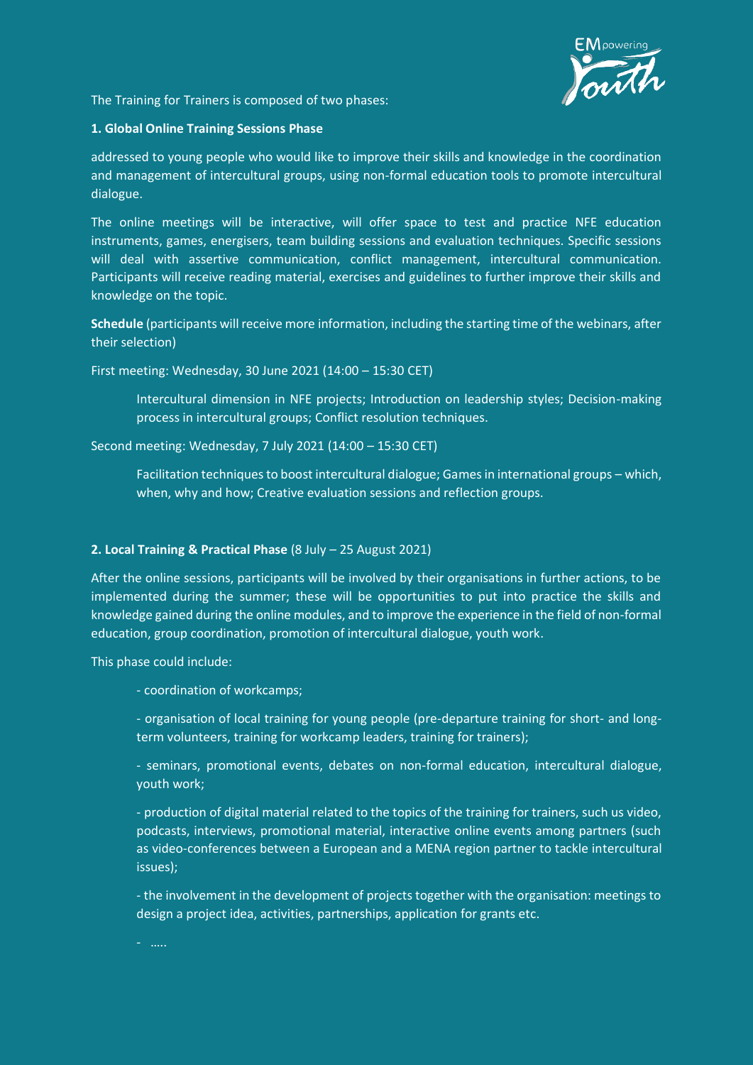The Training for Trainers is composed of two phases:

**1. Global Online Training Sessions Phase**

addressed to young people who would like to improve their skills and knowledge in the coordination and management of intercultural groups, using non-formal education tools to promote intercultural dialogue.

The online meetings will be interactive, will offer space to test and practice NFE education instruments, games, energisers, team building sessions and evaluation techniques. Specific sessions will deal with assertive communication, conflict management, intercultural communication. Participants will receive reading material, exercises and guidelines to further improve their skills and knowledge on the topic.

**Schedule** (participants will receive more information, including the starting time of the webinars, after their selection)

First meeting: Wednesday, 30 June 2021 (14:00 – 15:30 CET)

> Intercultural dimension in NFE projects; Introduction on leadership styles; Decision-making process in intercultural groups; Conflict resolution techniques.

Second meeting: Wednesday, 7 July 2021 (14:00 – 15:30 CET)

> Facilitation techniques to boost intercultural dialogue; Games in international groups – which, when, why and how; Creative evaluation sessions and reflection groups.

**2. Local Training & Practical Phase** (8 July – 25 August 2021)

After the online sessions, participants will be involved by their organisations in further actions, to be implemented during the summer; these will be opportunities to put into practice the skills and knowledge gained during the online modules, and to improve the experience in the field of non-formal education, group coordination, promotion of intercultural dialogue, youth work.

This phase could include:

- coordination of workcamps;
- organisation of local training for young people (pre-departure training for short- and long-term volunteers, training for workcamp leaders, training for trainers);
- seminars, promotional events, debates on non-formal education, intercultural dialogue, youth work;
- production of digital material related to the topics of the training for trainers, such us video, podcasts, interviews, promotional material, interactive online events among partners (such as video-conferences between a European and a MENA region partner to tackle intercultural issues);
- the involvement in the development of projects together with the organisation: meetings to design a project idea, activities, partnerships, application for grants etc.
- …..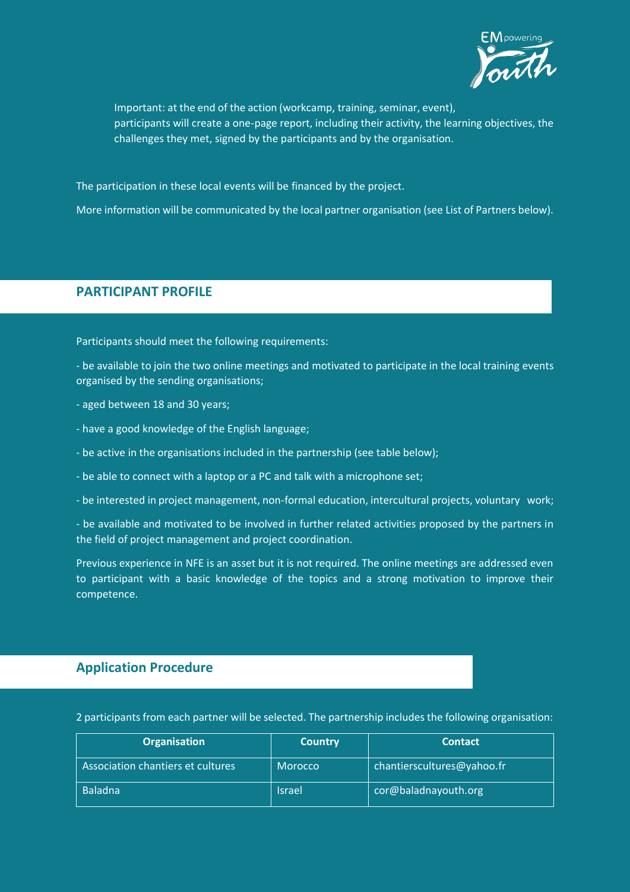Important: at the end of the action (workcamp, training, seminar, event), participants will create a one-page report, including their activity, the learning objectives, the challenges they met, signed by the participants and by the organisation.

The participation in these local events will be financed by the project.

More information will be communicated by the local partner organisation (see List of Partners below).

## PARTICIPANT PROFILE

Participants should meet the following requirements:

- be available to join the two online meetings and motivated to participate in the local training events organised by the sending organisations;
- aged between 18 and 30 years;
- have a good knowledge of the English language;
- be active in the organisations included in the partnership (see table below);
- be able to connect with a laptop or a PC and talk with a microphone set;
- be interested in project management, non-formal education, intercultural projects, voluntary work;
- be available and motivated to be involved in further related activities proposed by the partners in the field of project management and project coordination.

Previous experience in NFE is an asset but it is not required. The online meetings are addressed even to participant with a basic knowledge of the topics and a strong motivation to improve their competence.

## Application Procedure

2 participants from each partner will be selected. The partnership includes the following organisation:

| Organisation | Country | Contact |
|---|---|---|
| Association chantiers et cultures | Morocco | chantierscultures@yahoo.fr |
| Baladna | Israel | cor@baladnayouth.org |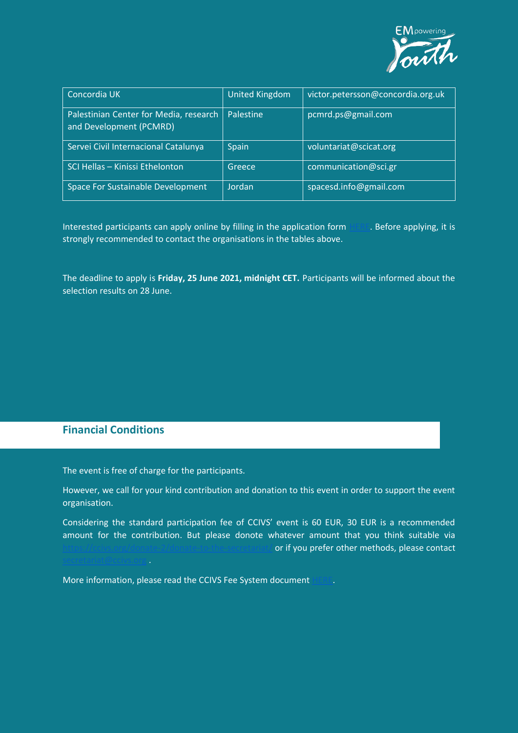| Concordia UK | United Kingdom | victor.petersson@concordia.org.uk |
| --- | --- | --- |
| Palestinian Center for Media, research and Development (PCMRD) | Palestine | pcmrd.ps@gmail.com |
| Servei Civil Internacional Catalunya | Spain | voluntariat@scicat.org |
| SCI Hellas – Kinissi Ethelonton | Greece | communication@sci.gr |
| Space For Sustainable Development | Jordan | spacesd.info@gmail.com |

Interested participants can apply online by filling in the application form HERE. Before applying, it is strongly recommended to contact the organisations in the tables above.

The deadline to apply is **Friday, 25 June 2021, midnight CET.** Participants will be informed about the selection results on 28 June.

## Financial Conditions

The event is free of charge for the participants.

However, we call for your kind contribution and donation to this event in order to support the event organisation.

Considering the standard participation fee of CCIVS' event is 60 EUR, 30 EUR is a recommended amount for the contribution. But please donote whatever amount that you think suitable via https://ccivs.org/donate-2/donate-to-the-secretariat/ or if you prefer other methods, please contact secretariat@ccivs.org .

More information, please read the CCIVS Fee System document HERE.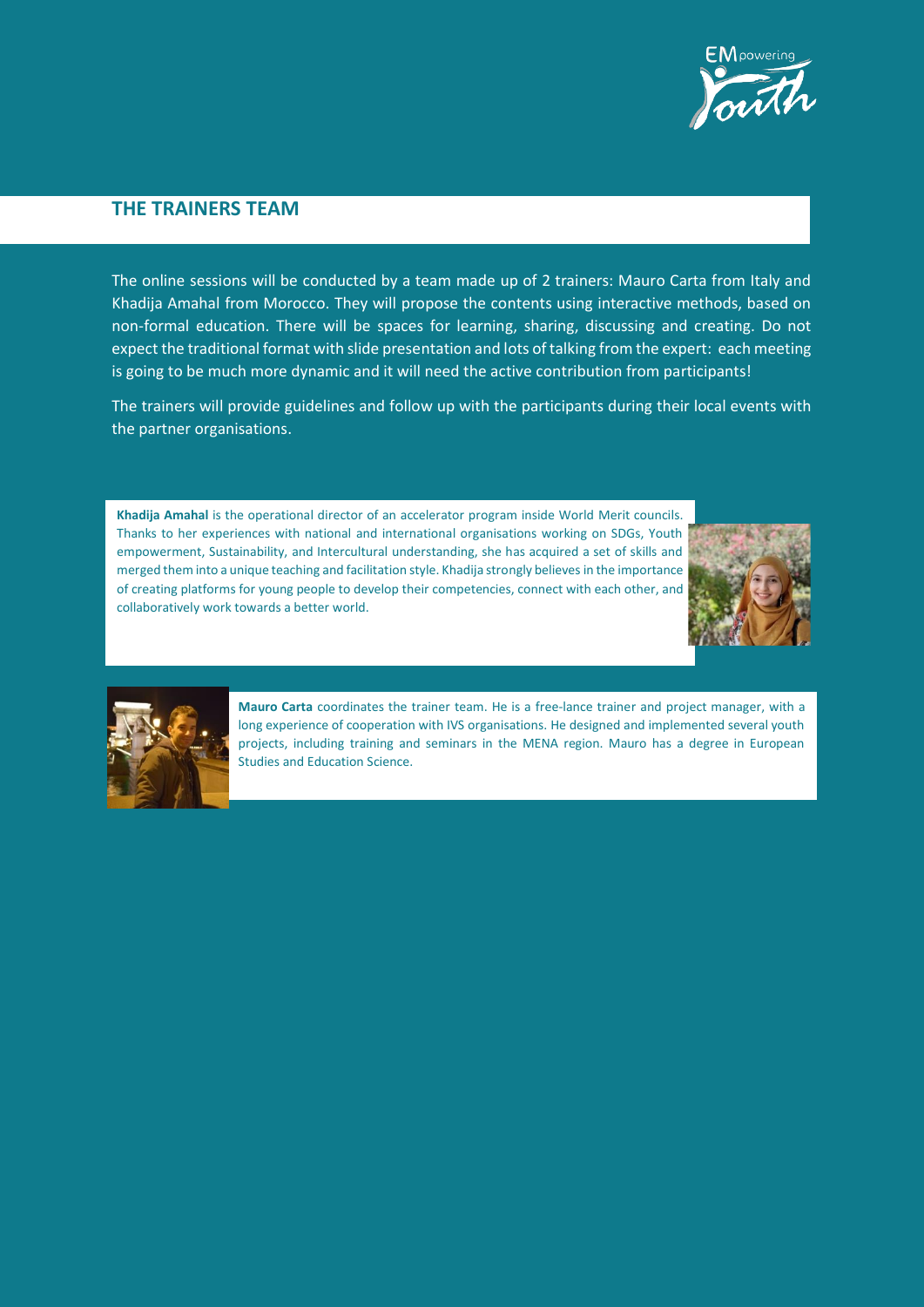## THE TRAINERS TEAM

The online sessions will be conducted by a team made up of 2 trainers: Mauro Carta from Italy and Khadija Amahal from Morocco. They will propose the contents using interactive methods, based on non-formal education. There will be spaces for learning, sharing, discussing and creating. Do not expect the traditional format with slide presentation and lots of talking from the expert: each meeting is going to be much more dynamic and it will need the active contribution from participants!

The trainers will provide guidelines and follow up with the participants during their local events with the partner organisations.

**Khadija Amahal** is the operational director of an accelerator program inside World Merit councils. Thanks to her experiences with national and international organisations working on SDGs, Youth empowerment, Sustainability, and Intercultural understanding, she has acquired a set of skills and merged them into a unique teaching and facilitation style. Khadija strongly believes in the importance of creating platforms for young people to develop their competencies, connect with each other, and collaboratively work towards a better world.

**Mauro Carta** coordinates the trainer team. He is a free-lance trainer and project manager, with a long experience of cooperation with IVS organisations. He designed and implemented several youth projects, including training and seminars in the MENA region. Mauro has a degree in European Studies and Education Science.